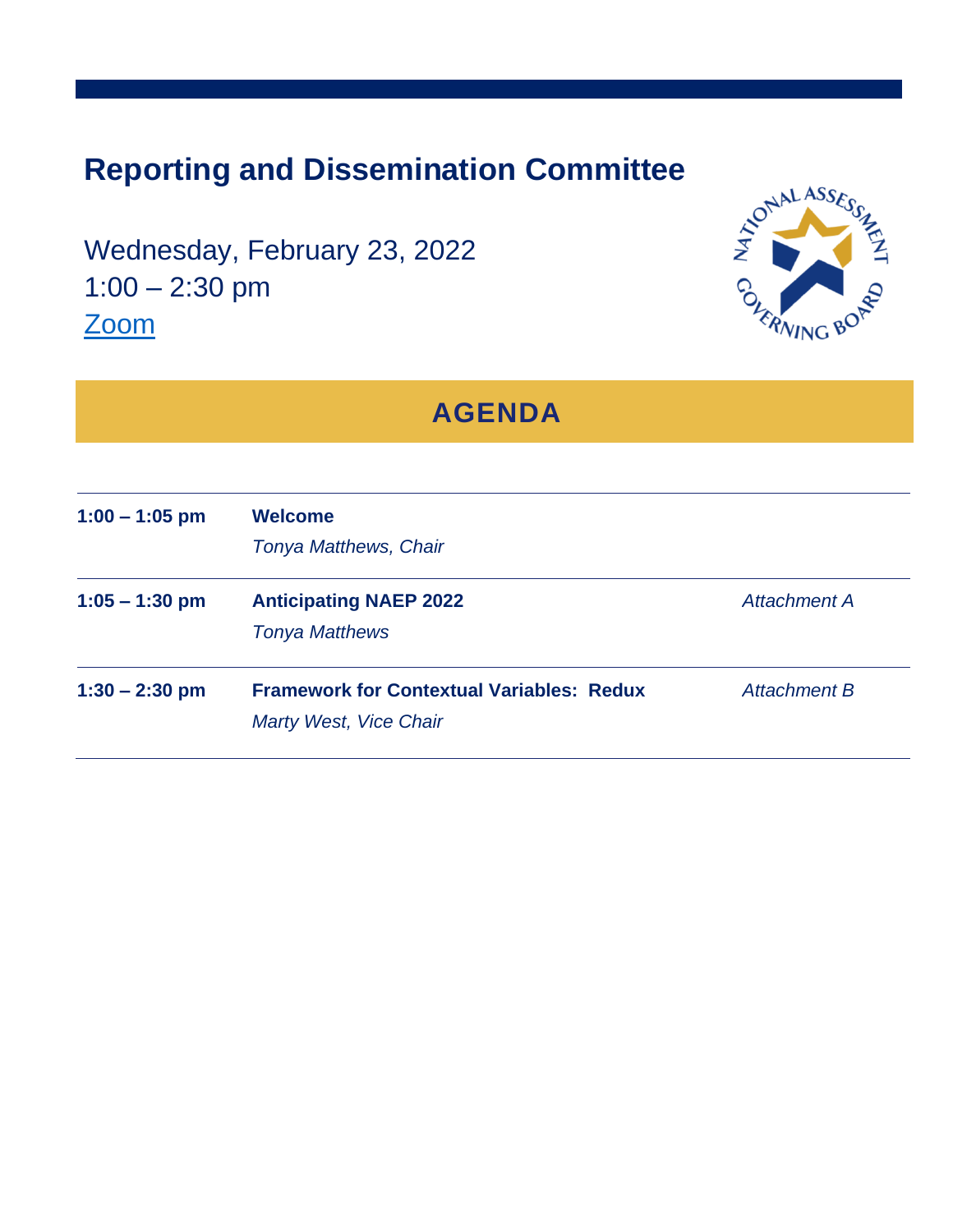# Reporting and Dissemination Committee

Wednesday, February 23, 2022
1:00 – 2:30 pm
[Zoom]

## AGENDA

| | | |
|---|---|---|
| **1:00 – 1:05 pm** | **Welcome**<br>*Tonya Matthews, Chair* | |
| **1:05 – 1:30 pm** | **Anticipating NAEP 2022**<br>*Tonya Matthews* | *Attachment A* |
| **1:30 – 2:30 pm** | **Framework for Contextual Variables: Redux**<br>*Marty West, Vice Chair* | *Attachment B* |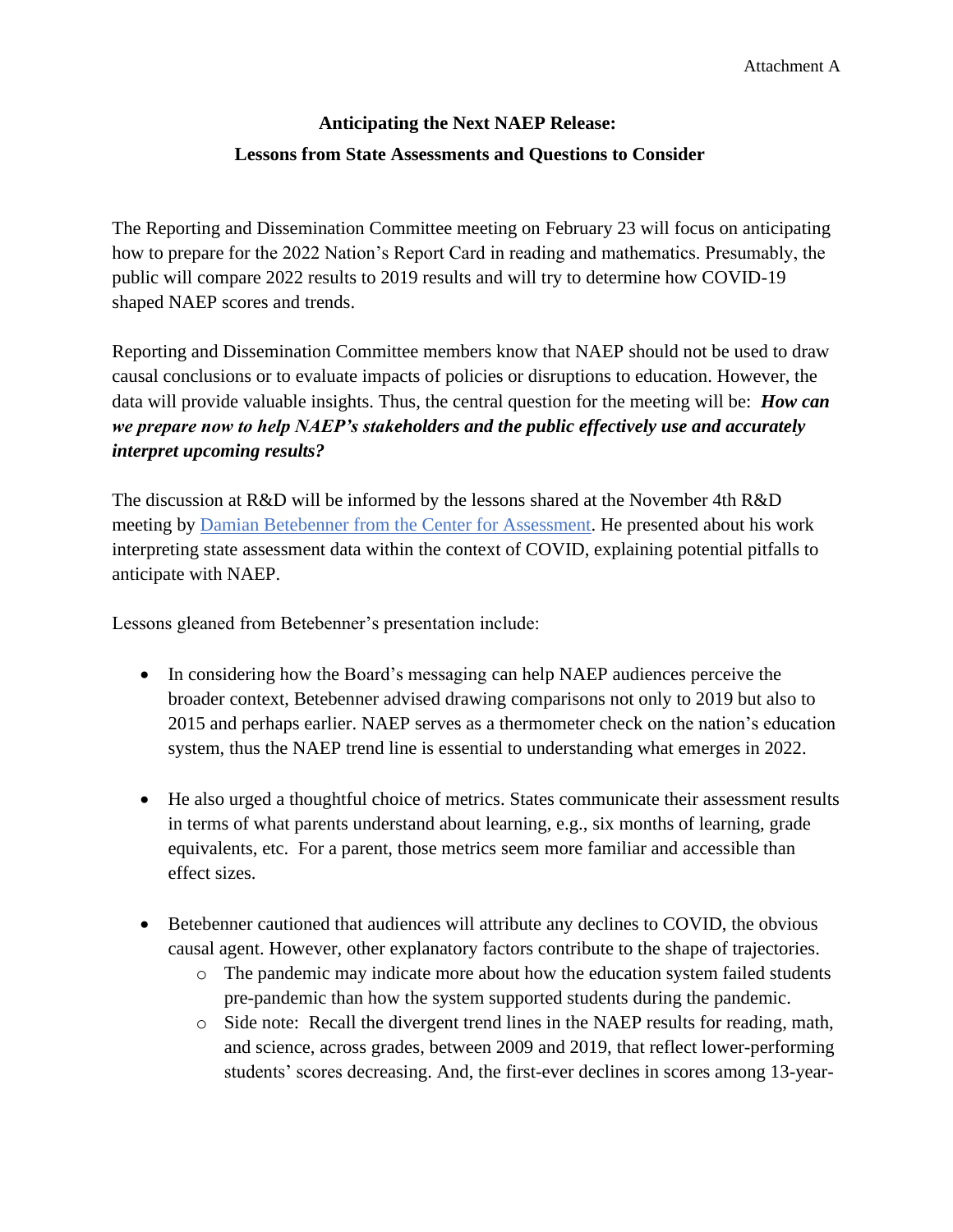Attachment A

**Anticipating the Next NAEP Release:**

**Lessons from State Assessments and Questions to Consider**

The Reporting and Dissemination Committee meeting on February 23 will focus on anticipating how to prepare for the 2022 Nation's Report Card in reading and mathematics. Presumably, the public will compare 2022 results to 2019 results and will try to determine how COVID-19 shaped NAEP scores and trends.

Reporting and Dissemination Committee members know that NAEP should not be used to draw causal conclusions or to evaluate impacts of policies or disruptions to education. However, the data will provide valuable insights. Thus, the central question for the meeting will be: ***How can we prepare now to help NAEP's stakeholders and the public effectively use and accurately interpret upcoming results?***

The discussion at R&D will be informed by the lessons shared at the November 4th R&D meeting by Damian Betebenner from the Center for Assessment. He presented about his work interpreting state assessment data within the context of COVID, explaining potential pitfalls to anticipate with NAEP.

Lessons gleaned from Betebenner's presentation include:

- In considering how the Board's messaging can help NAEP audiences perceive the broader context, Betebenner advised drawing comparisons not only to 2019 but also to 2015 and perhaps earlier. NAEP serves as a thermometer check on the nation's education system, thus the NAEP trend line is essential to understanding what emerges in 2022.

- He also urged a thoughtful choice of metrics. States communicate their assessment results in terms of what parents understand about learning, e.g., six months of learning, grade equivalents, etc. For a parent, those metrics seem more familiar and accessible than effect sizes.

- Betebenner cautioned that audiences will attribute any declines to COVID, the obvious causal agent. However, other explanatory factors contribute to the shape of trajectories.
  - The pandemic may indicate more about how the education system failed students pre-pandemic than how the system supported students during the pandemic.
  - Side note: Recall the divergent trend lines in the NAEP results for reading, math, and science, across grades, between 2009 and 2019, that reflect lower-performing students' scores decreasing. And, the first-ever declines in scores among 13-year-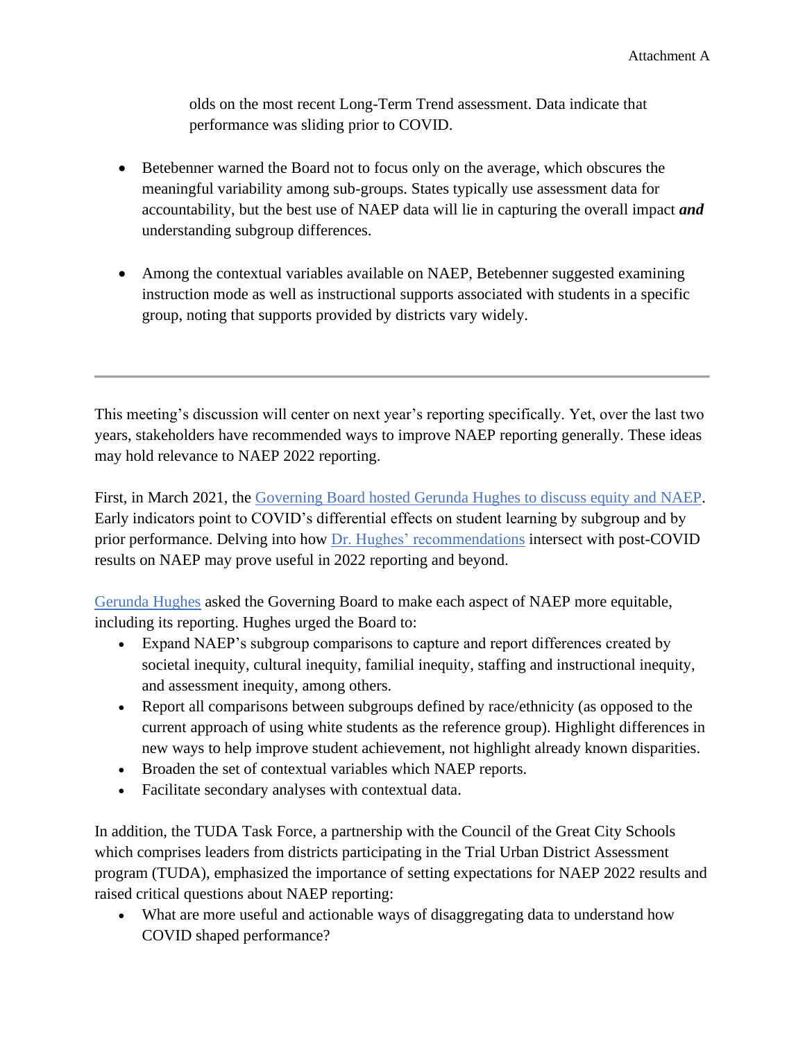olds on the most recent Long-Term Trend assessment. Data indicate that performance was sliding prior to COVID.

- Betebenner warned the Board not to focus only on the average, which obscures the meaningful variability among sub-groups. States typically use assessment data for accountability, but the best use of NAEP data will lie in capturing the overall impact ***and*** understanding subgroup differences.

- Among the contextual variables available on NAEP, Betebenner suggested examining instruction mode as well as instructional supports associated with students in a specific group, noting that supports provided by districts vary widely.

---

This meeting's discussion will center on next year's reporting specifically. Yet, over the last two years, stakeholders have recommended ways to improve NAEP reporting generally. These ideas may hold relevance to NAEP 2022 reporting.

First, in March 2021, the Governing Board hosted Gerunda Hughes to discuss equity and NAEP. Early indicators point to COVID's differential effects on student learning by subgroup and by prior performance. Delving into how Dr. Hughes' recommendations intersect with post-COVID results on NAEP may prove useful in 2022 reporting and beyond.

Gerunda Hughes asked the Governing Board to make each aspect of NAEP more equitable, including its reporting. Hughes urged the Board to:

- Expand NAEP's subgroup comparisons to capture and report differences created by societal inequity, cultural inequity, familial inequity, staffing and instructional inequity, and assessment inequity, among others.
- Report all comparisons between subgroups defined by race/ethnicity (as opposed to the current approach of using white students as the reference group). Highlight differences in new ways to help improve student achievement, not highlight already known disparities.
- Broaden the set of contextual variables which NAEP reports.
- Facilitate secondary analyses with contextual data.

In addition, the TUDA Task Force, a partnership with the Council of the Great City Schools which comprises leaders from districts participating in the Trial Urban District Assessment program (TUDA), emphasized the importance of setting expectations for NAEP 2022 results and raised critical questions about NAEP reporting:

- What are more useful and actionable ways of disaggregating data to understand how COVID shaped performance?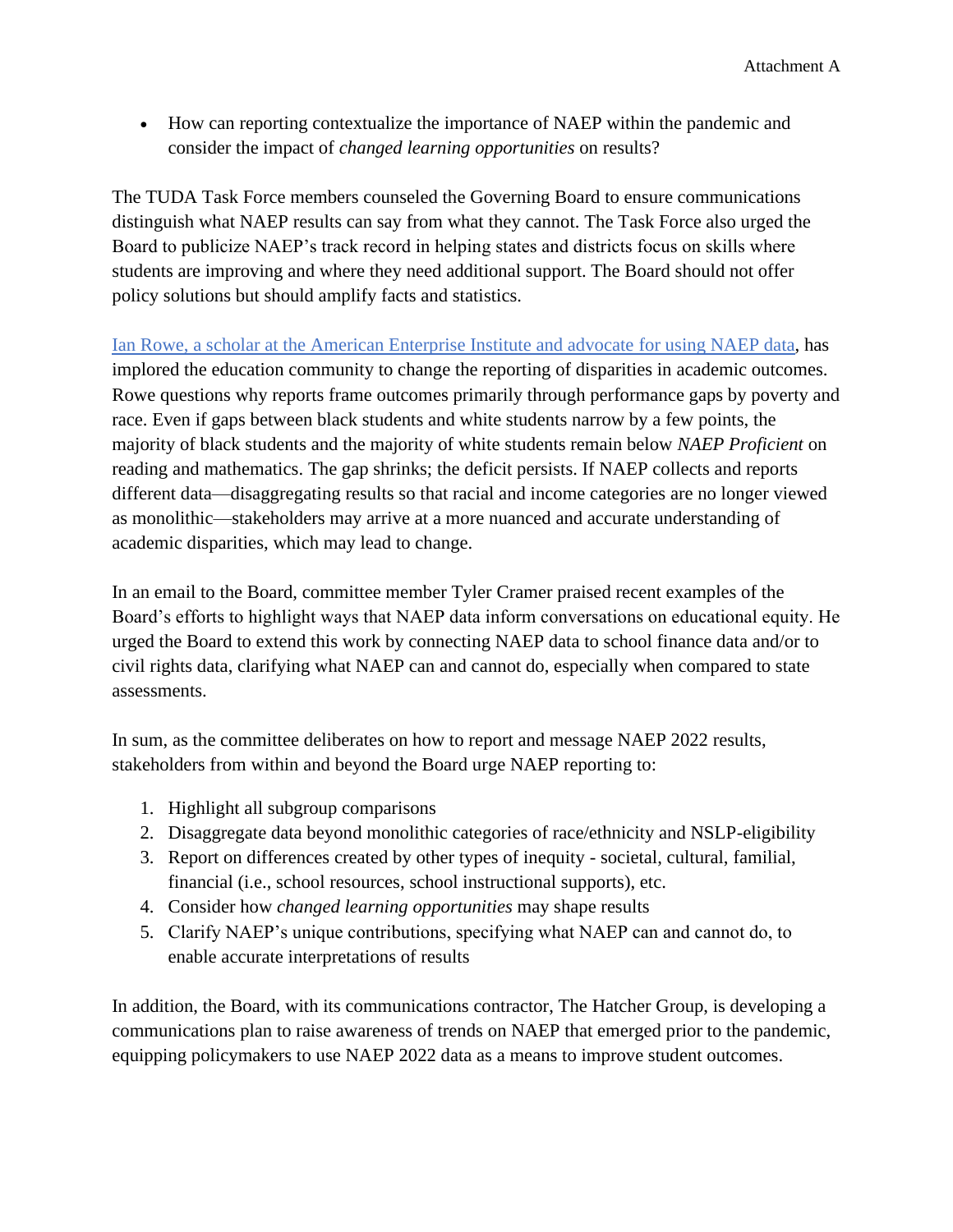- How can reporting contextualize the importance of NAEP within the pandemic and consider the impact of *changed learning opportunities* on results?

The TUDA Task Force members counseled the Governing Board to ensure communications distinguish what NAEP results can say from what they cannot. The Task Force also urged the Board to publicize NAEP's track record in helping states and districts focus on skills where students are improving and where they need additional support. The Board should not offer policy solutions but should amplify facts and statistics.

Ian Rowe, a scholar at the American Enterprise Institute and advocate for using NAEP data, has implored the education community to change the reporting of disparities in academic outcomes. Rowe questions why reports frame outcomes primarily through performance gaps by poverty and race. Even if gaps between black students and white students narrow by a few points, the majority of black students and the majority of white students remain below *NAEP Proficient* on reading and mathematics. The gap shrinks; the deficit persists. If NAEP collects and reports different data—disaggregating results so that racial and income categories are no longer viewed as monolithic—stakeholders may arrive at a more nuanced and accurate understanding of academic disparities, which may lead to change.

In an email to the Board, committee member Tyler Cramer praised recent examples of the Board's efforts to highlight ways that NAEP data inform conversations on educational equity. He urged the Board to extend this work by connecting NAEP data to school finance data and/or to civil rights data, clarifying what NAEP can and cannot do, especially when compared to state assessments.

In sum, as the committee deliberates on how to report and message NAEP 2022 results, stakeholders from within and beyond the Board urge NAEP reporting to:

1. Highlight all subgroup comparisons
2. Disaggregate data beyond monolithic categories of race/ethnicity and NSLP-eligibility
3. Report on differences created by other types of inequity - societal, cultural, familial, financial (i.e., school resources, school instructional supports), etc.
4. Consider how *changed learning opportunities* may shape results
5. Clarify NAEP's unique contributions, specifying what NAEP can and cannot do, to enable accurate interpretations of results

In addition, the Board, with its communications contractor, The Hatcher Group, is developing a communications plan to raise awareness of trends on NAEP that emerged prior to the pandemic, equipping policymakers to use NAEP 2022 data as a means to improve student outcomes.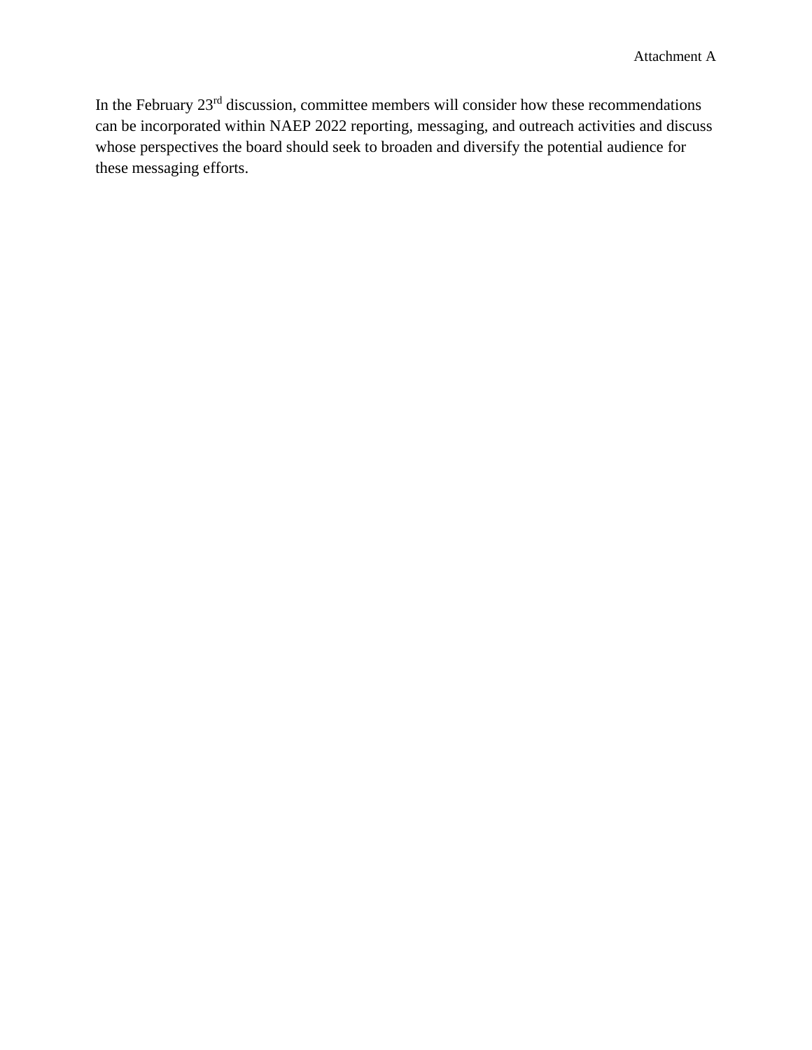In the February 23rd discussion, committee members will consider how these recommendations can be incorporated within NAEP 2022 reporting, messaging, and outreach activities and discuss whose perspectives the board should seek to broaden and diversify the potential audience for these messaging efforts.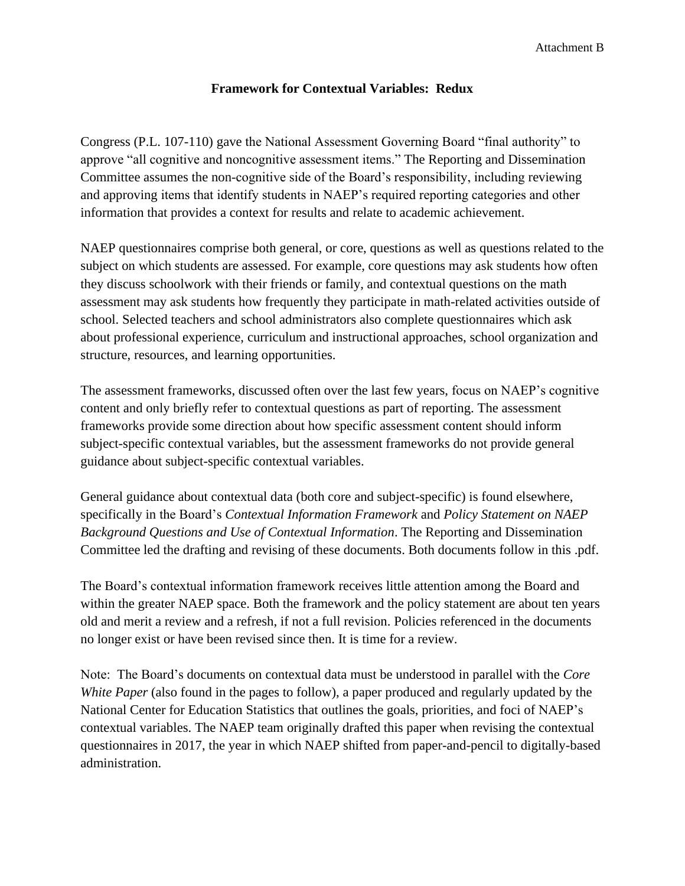Attachment B

# Framework for Contextual Variables: Redux

Congress (P.L. 107-110) gave the National Assessment Governing Board "final authority" to approve "all cognitive and noncognitive assessment items." The Reporting and Dissemination Committee assumes the non-cognitive side of the Board's responsibility, including reviewing and approving items that identify students in NAEP's required reporting categories and other information that provides a context for results and relate to academic achievement.

NAEP questionnaires comprise both general, or core, questions as well as questions related to the subject on which students are assessed. For example, core questions may ask students how often they discuss schoolwork with their friends or family, and contextual questions on the math assessment may ask students how frequently they participate in math-related activities outside of school. Selected teachers and school administrators also complete questionnaires which ask about professional experience, curriculum and instructional approaches, school organization and structure, resources, and learning opportunities.

The assessment frameworks, discussed often over the last few years, focus on NAEP's cognitive content and only briefly refer to contextual questions as part of reporting. The assessment frameworks provide some direction about how specific assessment content should inform subject-specific contextual variables, but the assessment frameworks do not provide general guidance about subject-specific contextual variables.

General guidance about contextual data (both core and subject-specific) is found elsewhere, specifically in the Board's *Contextual Information Framework* and *Policy Statement on NAEP Background Questions and Use of Contextual Information*. The Reporting and Dissemination Committee led the drafting and revising of these documents. Both documents follow in this .pdf.

The Board's contextual information framework receives little attention among the Board and within the greater NAEP space. Both the framework and the policy statement are about ten years old and merit a review and a refresh, if not a full revision. Policies referenced in the documents no longer exist or have been revised since then. It is time for a review.

Note: The Board's documents on contextual data must be understood in parallel with the *Core White Paper* (also found in the pages to follow), a paper produced and regularly updated by the National Center for Education Statistics that outlines the goals, priorities, and foci of NAEP's contextual variables. The NAEP team originally drafted this paper when revising the contextual questionnaires in 2017, the year in which NAEP shifted from paper-and-pencil to digitally-based administration.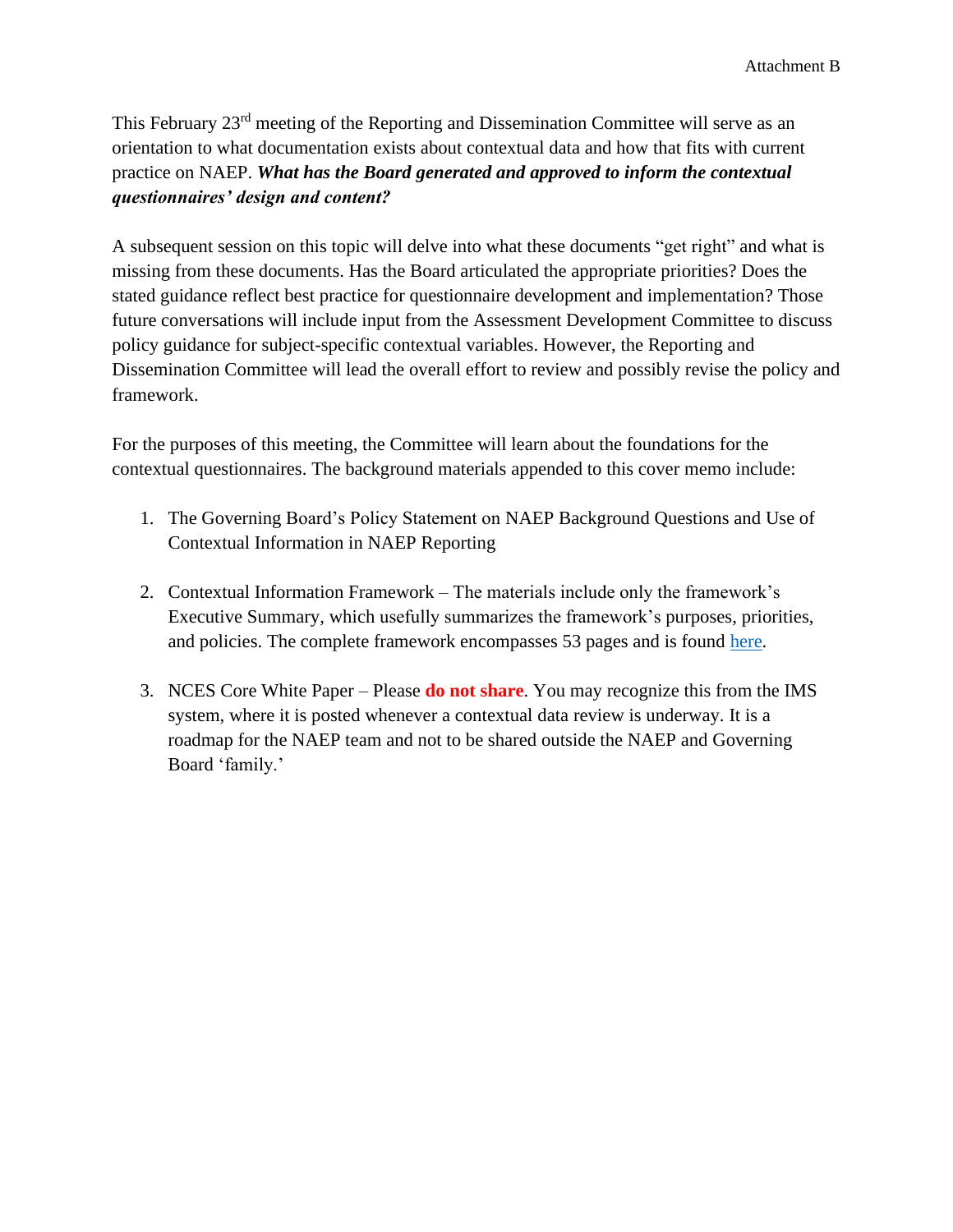Attachment B

This February 23rd meeting of the Reporting and Dissemination Committee will serve as an orientation to what documentation exists about contextual data and how that fits with current practice on NAEP. ***What has the Board generated and approved to inform the contextual questionnaires' design and content?***

A subsequent session on this topic will delve into what these documents "get right" and what is missing from these documents. Has the Board articulated the appropriate priorities? Does the stated guidance reflect best practice for questionnaire development and implementation? Those future conversations will include input from the Assessment Development Committee to discuss policy guidance for subject-specific contextual variables. However, the Reporting and Dissemination Committee will lead the overall effort to review and possibly revise the policy and framework.

For the purposes of this meeting, the Committee will learn about the foundations for the contextual questionnaires. The background materials appended to this cover memo include:

1. The Governing Board's Policy Statement on NAEP Background Questions and Use of Contextual Information in NAEP Reporting

2. Contextual Information Framework – The materials include only the framework's Executive Summary, which usefully summarizes the framework's purposes, priorities, and policies. The complete framework encompasses 53 pages and is found here.

3. NCES Core White Paper – Please **do not share**. You may recognize this from the IMS system, where it is posted whenever a contextual data review is underway. It is a roadmap for the NAEP team and not to be shared outside the NAEP and Governing Board 'family.'